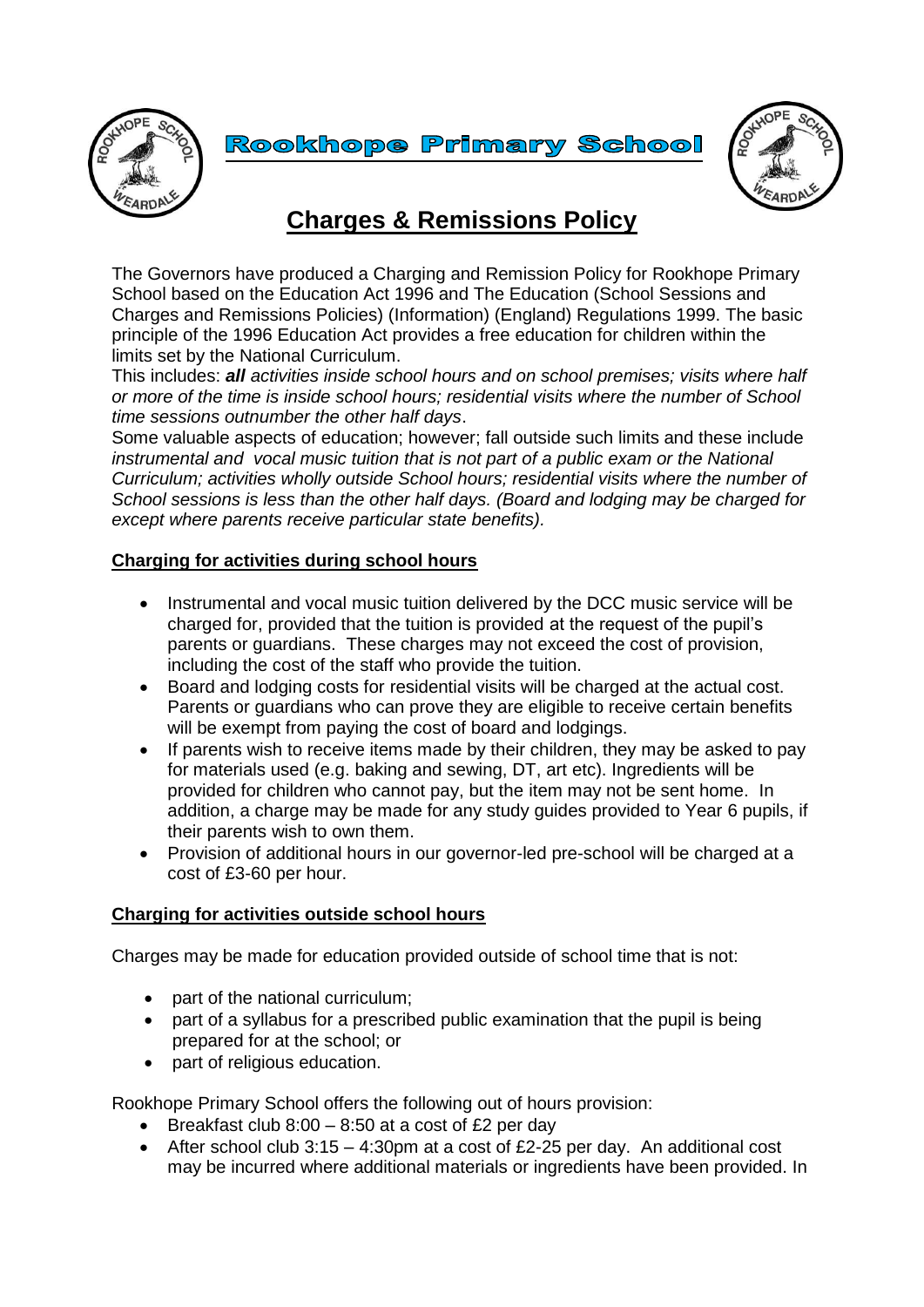**Rookhope Primary School**

# Charges & Remissions Policy

The Governors have produced a Charging and Remission Policy for Rookhope Primary School based on the Education Act 1996 and The Education (School Sessions and Charges and Remissions Policies) (Information) (England) Regulations 1999. The basic principle of the 1996 Education Act provides a free education for children within the limits set by the National Curriculum.

This includes: ***all*** *activities inside school hours and on school premises; visits where half or more of the time is inside school hours; residential visits where the number of School time sessions outnumber the other half days*.

Some valuable aspects of education; however; fall outside such limits and these include *instrumental and vocal music tuition that is not part of a public exam or the National Curriculum; activities wholly outside School hours; residential visits where the number of School sessions is less than the other half days. (Board and lodging may be charged for except where parents receive particular state benefits).*

## Charging for activities during school hours

- Instrumental and vocal music tuition delivered by the DCC music service will be charged for, provided that the tuition is provided at the request of the pupil's parents or guardians. These charges may not exceed the cost of provision, including the cost of the staff who provide the tuition.
- Board and lodging costs for residential visits will be charged at the actual cost. Parents or guardians who can prove they are eligible to receive certain benefits will be exempt from paying the cost of board and lodgings.
- If parents wish to receive items made by their children, they may be asked to pay for materials used (e.g. baking and sewing, DT, art etc). Ingredients will be provided for children who cannot pay, but the item may not be sent home. In addition, a charge may be made for any study guides provided to Year 6 pupils, if their parents wish to own them.
- Provision of additional hours in our governor-led pre-school will be charged at a cost of £3-60 per hour.

## Charging for activities outside school hours

Charges may be made for education provided outside of school time that is not:

- part of the national curriculum;
- part of a syllabus for a prescribed public examination that the pupil is being prepared for at the school; or
- part of religious education.

Rookhope Primary School offers the following out of hours provision:

- Breakfast club 8:00 – 8:50 at a cost of £2 per day
- After school club 3:15 – 4:30pm at a cost of £2-25 per day. An additional cost may be incurred where additional materials or ingredients have been provided. In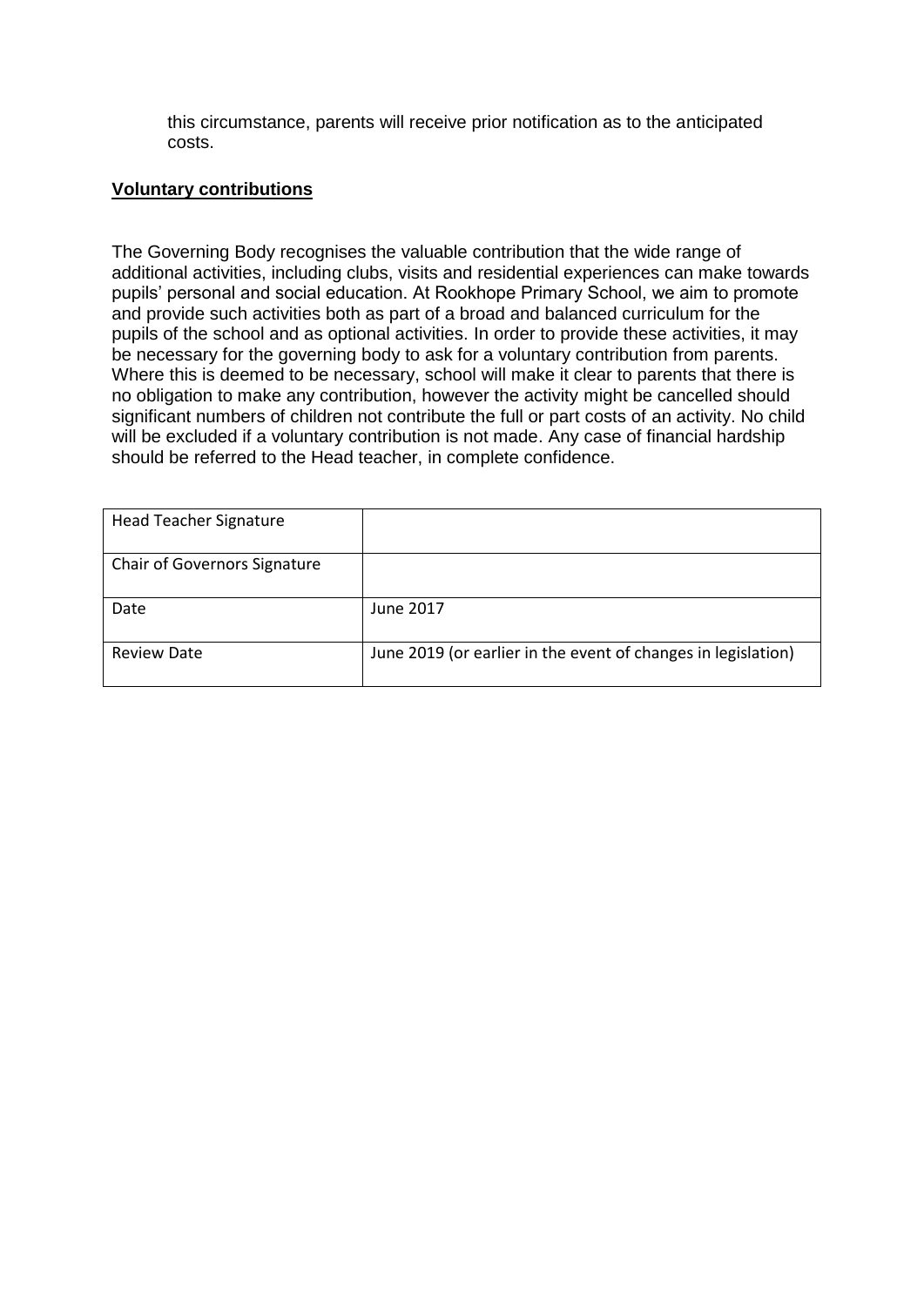this circumstance, parents will receive prior notification as to the anticipated costs.

**Voluntary contributions**

The Governing Body recognises the valuable contribution that the wide range of additional activities, including clubs, visits and residential experiences can make towards pupils' personal and social education. At Rookhope Primary School, we aim to promote and provide such activities both as part of a broad and balanced curriculum for the pupils of the school and as optional activities. In order to provide these activities, it may be necessary for the governing body to ask for a voluntary contribution from parents. Where this is deemed to be necessary, school will make it clear to parents that there is no obligation to make any contribution, however the activity might be cancelled should significant numbers of children not contribute the full or part costs of an activity. No child will be excluded if a voluntary contribution is not made. Any case of financial hardship should be referred to the Head teacher, in complete confidence.

| | |
|---|---|
| Head Teacher Signature | |
| Chair of Governors Signature | |
| Date | June 2017 |
| Review Date | June 2019 (or earlier in the event of changes in legislation) |